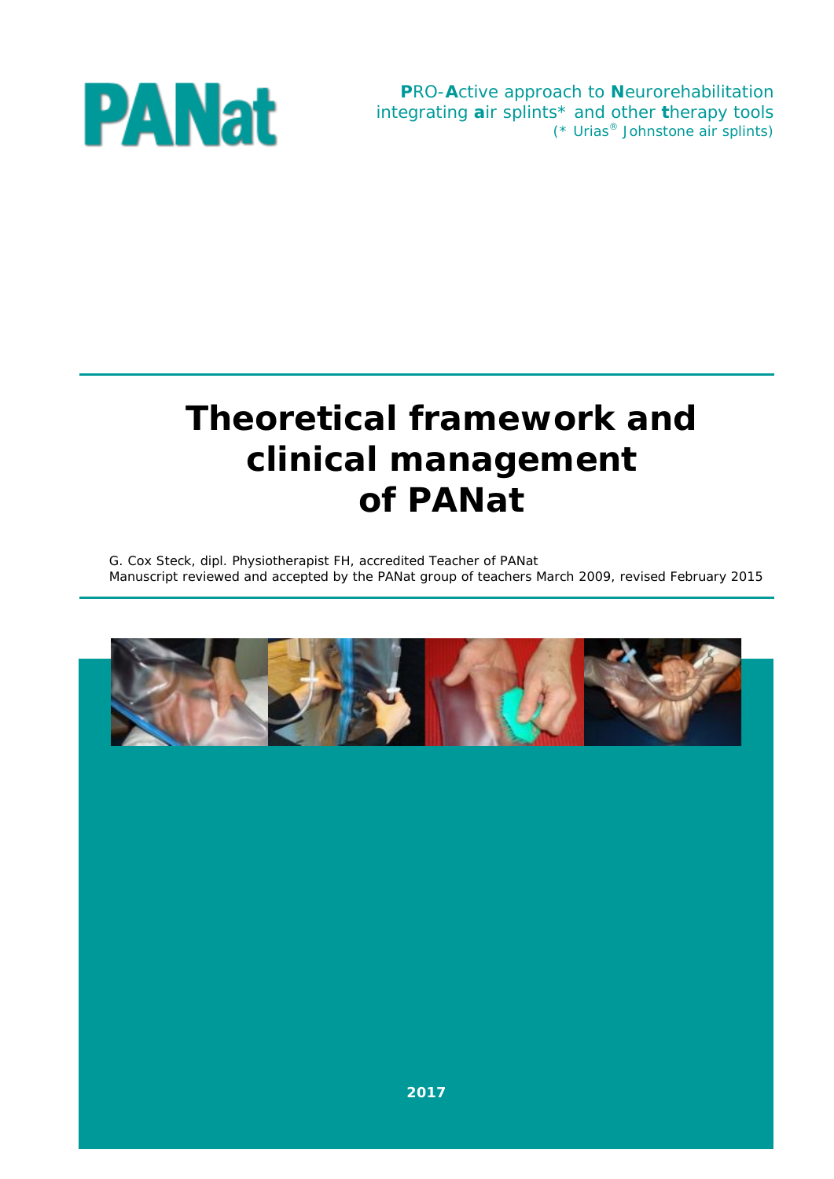PANat

**P**RO-**A**ctive approach to **N**eurorehabilitation
integrating **a**ir splints* and other **t**herapy tools
(* Urias® Johnstone air splints)

# Theoretical framework and clinical management of PANat

G. Cox Steck, dipl. Physiotherapist FH, accredited Teacher of PANat
Manuscript reviewed and accepted by the PANat group of teachers March 2009, revised February 2015

**2017**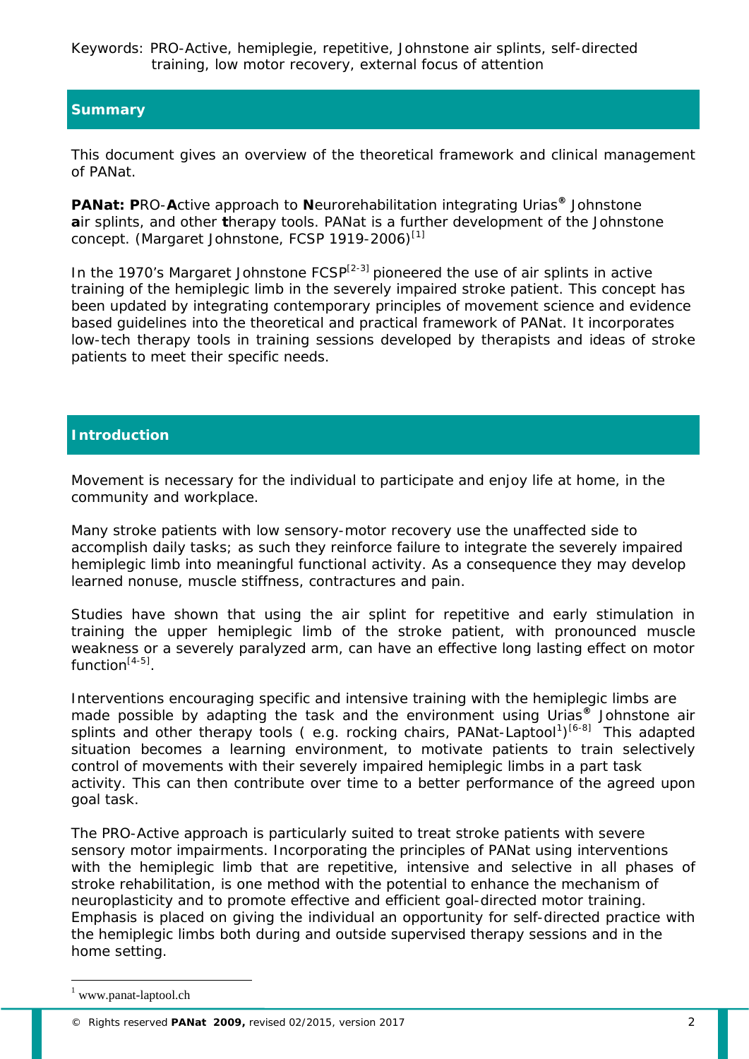Keywords: PRO-Active, hemiplegie, repetitive, Johnstone air splints, self-directed training, low motor recovery, external focus of attention

## Summary

This document gives an overview of the theoretical framework and clinical management of PANat.

**PANat: P**RO-**A**ctive approach to **N**eurorehabilitation integrating Urias® Johnstone **a**ir splints, and other **t**herapy tools. PANat is a further development of the Johnstone concept. (Margaret Johnstone, FCSP 1919-2006)[1]

In the 1970's Margaret Johnstone FCSP[2-3] pioneered the use of air splints in active training of the hemiplegic limb in the severely impaired stroke patient. This concept has been updated by integrating contemporary principles of movement science and evidence based guidelines into the theoretical and practical framework of PANat. It incorporates low-tech therapy tools in training sessions developed by therapists and ideas of stroke patients to meet their specific needs.

## Introduction

Movement is necessary for the individual to participate and enjoy life at home, in the community and workplace.

Many stroke patients with low sensory-motor recovery use the unaffected side to accomplish daily tasks; as such they reinforce failure to integrate the severely impaired hemiplegic limb into meaningful functional activity. As a consequence they may develop learned nonuse, muscle stiffness, contractures and pain.

Studies have shown that using the air splint for repetitive and early stimulation in training the upper hemiplegic limb of the stroke patient, with pronounced muscle weakness or a severely paralyzed arm, can have an effective long lasting effect on motor function[4-5].

Interventions encouraging specific and intensive training with the hemiplegic limbs are made possible by adapting the task and the environment using Urias® Johnstone air splints and other therapy tools ( e.g. rocking chairs, PANat-Laptool[1])[6-8] This adapted situation becomes a learning environment, to motivate patients to train selectively control of movements with their severely impaired hemiplegic limbs in a part task activity. This can then contribute over time to a better performance of the agreed upon goal task.

The PRO-Active approach is particularly suited to treat stroke patients with severe sensory motor impairments. Incorporating the principles of PANat using interventions with the hemiplegic limb that are repetitive, intensive and selective in all phases of stroke rehabilitation, is one method with the potential to enhance the mechanism of neuroplasticity and to promote effective and efficient goal-directed motor training. Emphasis is placed on giving the individual an opportunity for self-directed practice with the hemiplegic limbs both during and outside supervised therapy sessions and in the home setting.

[1] www.panat-laptool.ch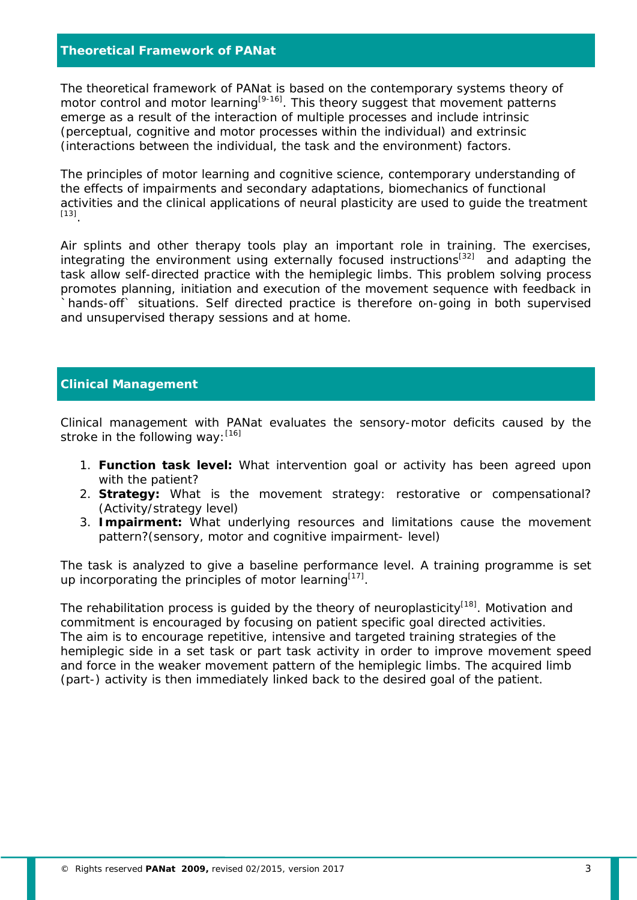## Theoretical Framework of PANat

The theoretical framework of PANat is based on the contemporary systems theory of motor control and motor learning[9-16]. This theory suggest that movement patterns emerge as a result of the interaction of multiple processes and include intrinsic (perceptual, cognitive and motor processes within the individual) and extrinsic (interactions between the individual, the task and the environment) factors.

The principles of motor learning and cognitive science, contemporary understanding of the effects of impairments and secondary adaptations, biomechanics of functional activities and the clinical applications of neural plasticity are used to guide the treatment [13].

Air splints and other therapy tools play an important role in training. The exercises, integrating the environment using externally focused instructions[32] and adapting the task allow self-directed practice with the hemiplegic limbs. This problem solving process promotes planning, initiation and execution of the movement sequence with feedback in `hands-off` situations. Self directed practice is therefore on-going in both supervised and unsupervised therapy sessions and at home.

## Clinical Management

Clinical management with PANat evaluates the sensory-motor deficits caused by the stroke in the following way:[16]

1. **Function task level:** What intervention goal or activity has been agreed upon with the patient?
2. **Strategy:** What is the movement strategy: restorative or compensational? (Activity/strategy level)
3. **Impairment:** What underlying resources and limitations cause the movement pattern?(sensory, motor and cognitive impairment- level)

The task is analyzed to give a baseline performance level. A training programme is set up incorporating the principles of motor learning[17].

The rehabilitation process is guided by the theory of neuroplasticity[18]. Motivation and commitment is encouraged by focusing on patient specific goal directed activities.
The aim is to encourage repetitive, intensive and targeted training strategies of the hemiplegic side in a set task or part task activity in order to improve movement speed and force in the weaker movement pattern of the hemiplegic limbs. The acquired limb (part-) activity is then immediately linked back to the desired goal of the patient.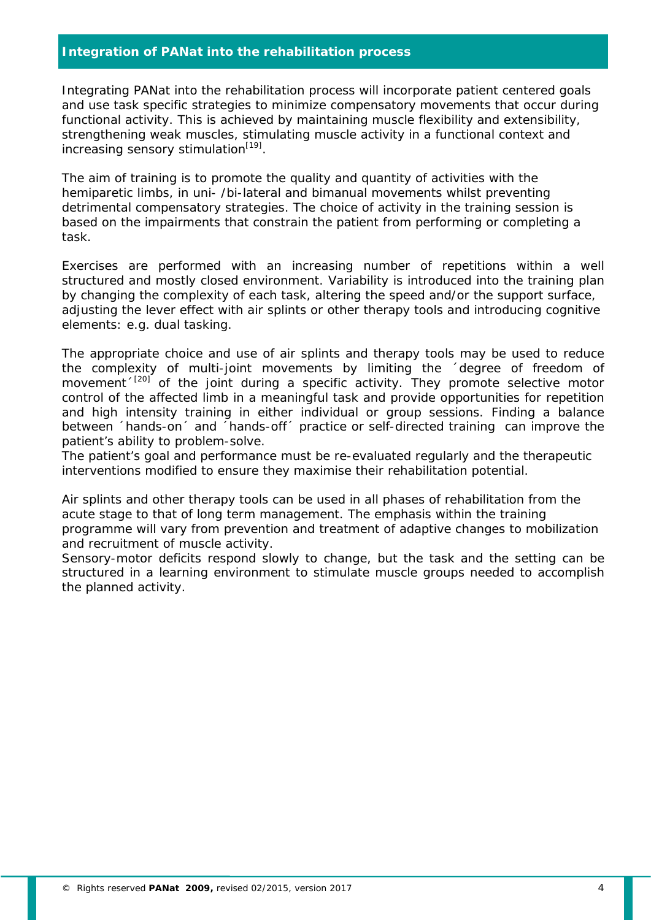## Integration of PANat into the rehabilitation process

Integrating PANat into the rehabilitation process will incorporate patient centered goals and use task specific strategies to minimize compensatory movements that occur during functional activity. This is achieved by maintaining muscle flexibility and extensibility, strengthening weak muscles, stimulating muscle activity in a functional context and increasing sensory stimulation[19].

The aim of training is to promote the quality and quantity of activities with the hemiparetic limbs, in uni- /bi-lateral and bimanual movements whilst preventing detrimental compensatory strategies. The choice of activity in the training session is based on the impairments that constrain the patient from performing or completing a task.

Exercises are performed with an increasing number of repetitions within a well structured and mostly closed environment. Variability is introduced into the training plan by changing the complexity of each task, altering the speed and/or the support surface, adjusting the lever effect with air splints or other therapy tools and introducing cognitive elements: e.g. dual tasking.

The appropriate choice and use of air splints and therapy tools may be used to reduce the complexity of multi-joint movements by limiting the ´degree of freedom of movement´[20] of the joint during a specific activity. They promote selective motor control of the affected limb in a meaningful task and provide opportunities for repetition and high intensity training in either individual or group sessions. Finding a balance between ´hands-on´ and ´hands-off´ practice or self-directed training can improve the patient's ability to problem-solve.
The patient's goal and performance must be re-evaluated regularly and the therapeutic interventions modified to ensure they maximise their rehabilitation potential.

Air splints and other therapy tools can be used in all phases of rehabilitation from the acute stage to that of long term management. The emphasis within the training programme will vary from prevention and treatment of adaptive changes to mobilization and recruitment of muscle activity.
Sensory-motor deficits respond slowly to change, but the task and the setting can be structured in a learning environment to stimulate muscle groups needed to accomplish the planned activity.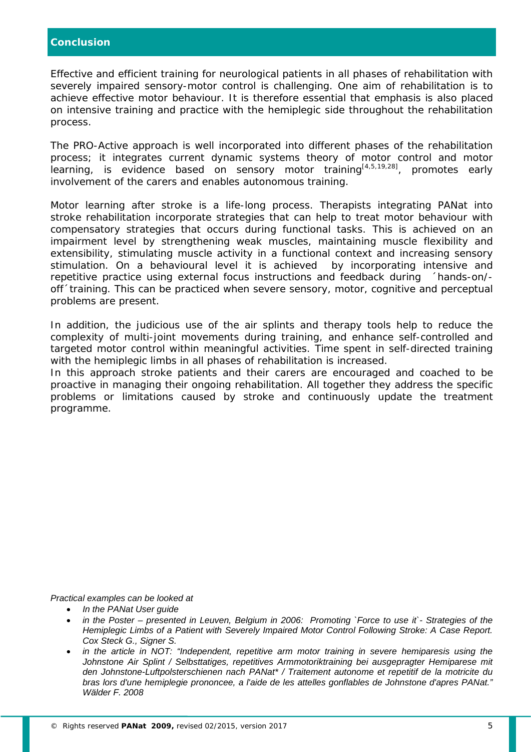## Conclusion

Effective and efficient training for neurological patients in all phases of rehabilitation with severely impaired sensory-motor control is challenging. One aim of rehabilitation is to achieve effective motor behaviour. It is therefore essential that emphasis is also placed on intensive training and practice with the hemiplegic side throughout the rehabilitation process.

The PRO-Active approach is well incorporated into different phases of the rehabilitation process; it integrates current dynamic systems theory of motor control and motor learning, is evidence based on sensory motor training[4,5,19,28], promotes early involvement of the carers and enables autonomous training.

Motor learning after stroke is a life-long process. Therapists integrating PANat into stroke rehabilitation incorporate strategies that can help to treat motor behaviour with compensatory strategies that occurs during functional tasks. This is achieved on an impairment level by strengthening weak muscles, maintaining muscle flexibility and extensibility, stimulating muscle activity in a functional context and increasing sensory stimulation. On a behavioural level it is achieved by incorporating intensive and repetitive practice using external focus instructions and feedback during ´hands-on/-off´training. This can be practiced when severe sensory, motor, cognitive and perceptual problems are present.

In addition, the judicious use of the air splints and therapy tools help to reduce the complexity of multi-joint movements during training, and enhance self-controlled and targeted motor control within meaningful activities. Time spent in self-directed training with the hemiplegic limbs in all phases of rehabilitation is increased.
In this approach stroke patients and their carers are encouraged and coached to be proactive in managing their ongoing rehabilitation. All together they address the specific problems or limitations caused by stroke and continuously update the treatment programme.

*Practical examples can be looked at*

- *In the PANat User guide*
- *in the Poster – presented in Leuven, Belgium in 2006: Promoting `Force to use it`- Strategies of the Hemiplegic Limbs of a Patient with Severely Impaired Motor Control Following Stroke: A Case Report. Cox Steck G., Signer S.*
- *in the article in NOT: "Independent, repetitive arm motor training in severe hemiparesis using the Johnstone Air Splint / Selbsttatiges, repetitives Armmotoriktraining bei ausgepragter Hemiparese mit den Johnstone-Luftpolsterschienen nach PANat\* / Traitement autonome et repetitif de la motricite du bras lors d'une hemiplegie prononcee, a l'aide de les attelles gonflables de Johnstone d'apres PANat." Wälder F. 2008*

© Rights reserved **PANat 2009,** revised 02/2015, version 2017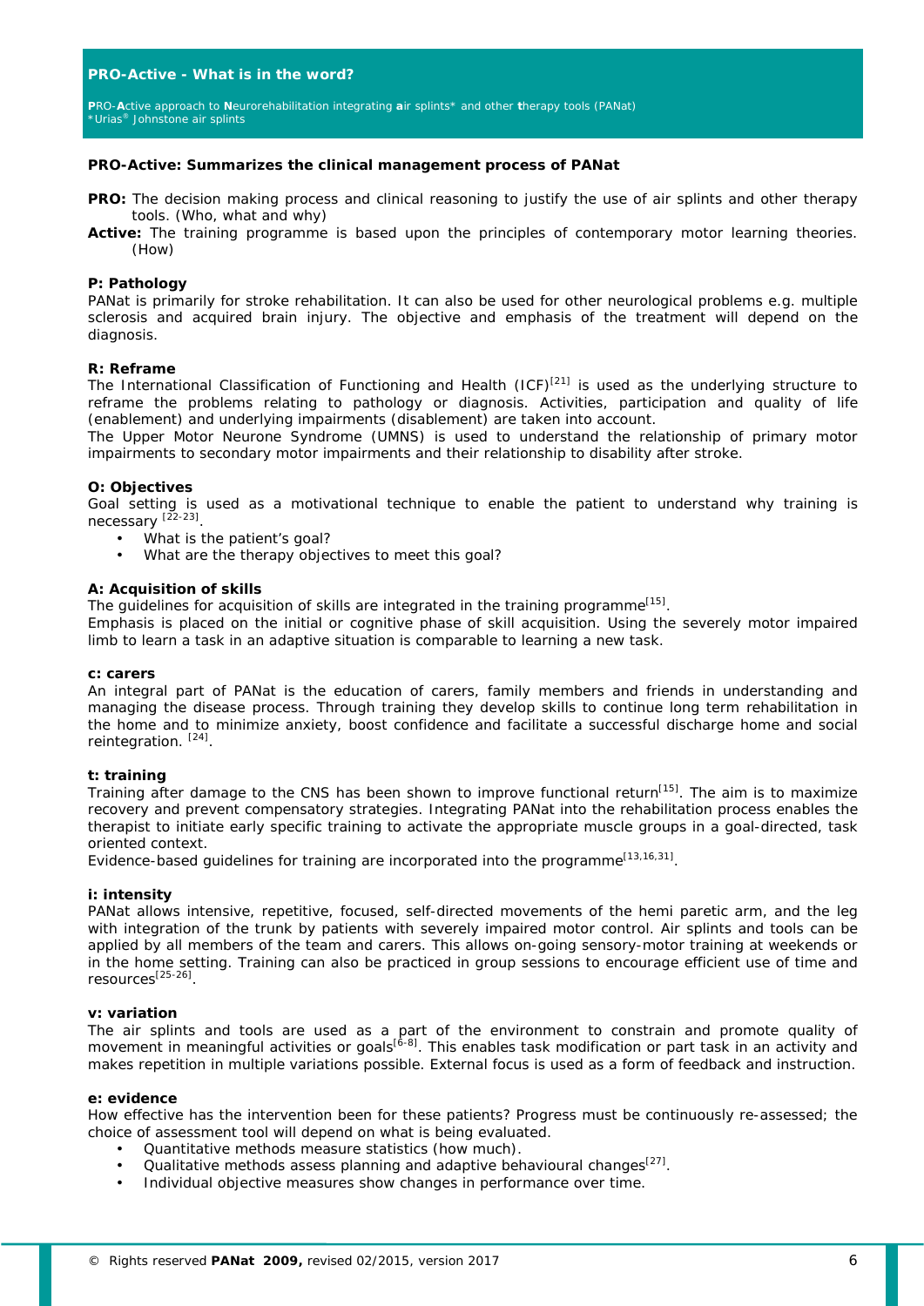## PRO-Active - What is in the word?

**PRO-A**ctive approach to **N**eurorehabilitation integrating **a**ir splints* and other **t**herapy tools (PANat)
*Urias® Johnstone air splints

**PRO-Active: Summarizes the clinical management process of PANat**

**PRO:** The decision making process and clinical reasoning to justify the use of air splints and other therapy tools. (Who, what and why)
**Active:** The training programme is based upon the principles of contemporary motor learning theories. (How)

**P: Pathology**
PANat is primarily for stroke rehabilitation. It can also be used for other neurological problems e.g. multiple sclerosis and acquired brain injury. The objective and emphasis of the treatment will depend on the diagnosis.

**R: Reframe**
The International Classification of Functioning and Health (ICF)[21] is used as the underlying structure to reframe the problems relating to pathology or diagnosis. Activities, participation and quality of life (enablement) and underlying impairments (disablement) are taken into account.
The Upper Motor Neurone Syndrome (UMNS) is used to understand the relationship of primary motor impairments to secondary motor impairments and their relationship to disability after stroke.

**O: Objectives**
Goal setting is used as a motivational technique to enable the patient to understand why training is necessary [22-23].

- What is the patient's goal?
- What are the therapy objectives to meet this goal?

**A: Acquisition of skills**
The guidelines for acquisition of skills are integrated in the training programme[15].
Emphasis is placed on the initial or cognitive phase of skill acquisition. Using the severely motor impaired limb to learn a task in an adaptive situation is comparable to learning a new task.

**c: carers**
An integral part of PANat is the education of carers, family members and friends in understanding and managing the disease process. Through training they develop skills to continue long term rehabilitation in the home and to minimize anxiety, boost confidence and facilitate a successful discharge home and social reintegration. [24].

**t: training**
Training after damage to the CNS has been shown to improve functional return[15]. The aim is to maximize recovery and prevent compensatory strategies. Integrating PANat into the rehabilitation process enables the therapist to initiate early specific training to activate the appropriate muscle groups in a goal-directed, task oriented context.
Evidence-based guidelines for training are incorporated into the programme[13,16,31].

**i: intensity**
PANat allows intensive, repetitive, focused, self-directed movements of the hemi paretic arm, and the leg with integration of the trunk by patients with severely impaired motor control. Air splints and tools can be applied by all members of the team and carers. This allows on-going sensory-motor training at weekends or in the home setting. Training can also be practiced in group sessions to encourage efficient use of time and resources[25-26].

**v: variation**
The air splints and tools are used as a part of the environment to constrain and promote quality of movement in meaningful activities or goals[6-8]. This enables task modification or part task in an activity and makes repetition in multiple variations possible. External focus is used as a form of feedback and instruction.

**e: evidence**
How effective has the intervention been for these patients? Progress must be continuously re-assessed; the choice of assessment tool will depend on what is being evaluated.

- Quantitative methods measure statistics (how much).
- Qualitative methods assess planning and adaptive behavioural changes[27].
- Individual objective measures show changes in performance over time.

© Rights reserved **PANat 2009,** revised 02/2015, version 2017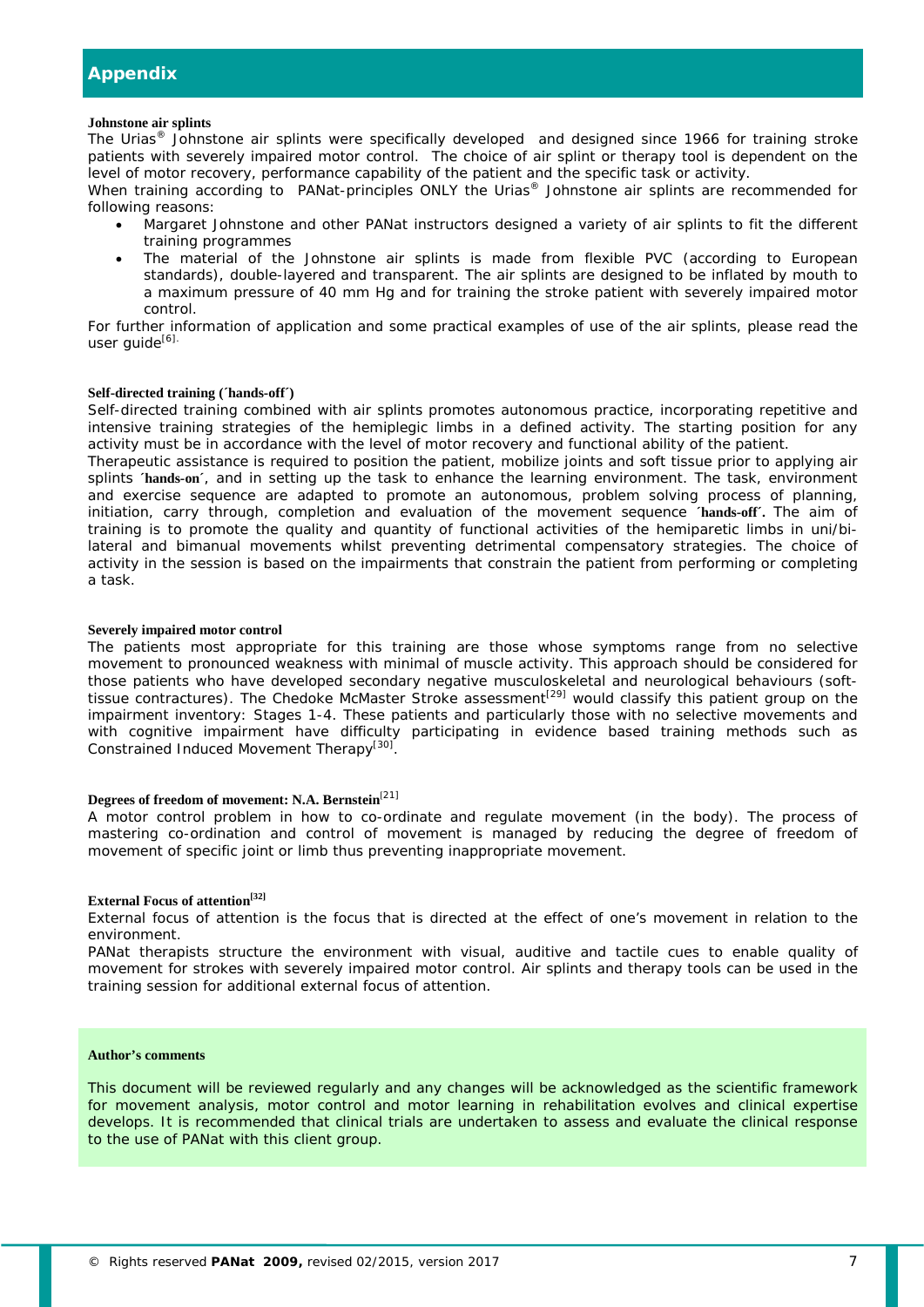## Appendix

**Johnstone air splints**

The Urias® Johnstone air splints were specifically developed and designed since 1966 for training stroke patients with severely impaired motor control. The choice of air splint or therapy tool is dependent on the level of motor recovery, performance capability of the patient and the specific task or activity.

When training according to PANat-principles ONLY the Urias® Johnstone air splints are recommended for following reasons:

- Margaret Johnstone and other PANat instructors designed a variety of air splints to fit the different training programmes
- The material of the Johnstone air splints is made from flexible PVC (according to European standards), double-layered and transparent. The air splints are designed to be inflated by mouth to a maximum pressure of 40 mm Hg and for training the stroke patient with severely impaired motor control.

For further information of application and some practical examples of use of the air splints, please read the user guide[6].

**Self-directed training (´hands-off´)**

Self-directed training combined with air splints promotes autonomous practice, incorporating repetitive and intensive training strategies of the hemiplegic limbs in a defined activity. The starting position for any activity must be in accordance with the level of motor recovery and functional ability of the patient.

Therapeutic assistance is required to position the patient, mobilize joints and soft tissue prior to applying air splints ´**hands-on**´, and in setting up the task to enhance the learning environment. The task, environment and exercise sequence are adapted to promote an autonomous, problem solving process of planning, initiation, carry through, completion and evaluation of the movement sequence ´**hands-off**´. The aim of training is to promote the quality and quantity of functional activities of the hemiparetic limbs in uni/bi-lateral and bimanual movements whilst preventing detrimental compensatory strategies. The choice of activity in the session is based on the impairments that constrain the patient from performing or completing a task.

**Severely impaired motor control**

The patients most appropriate for this training are those whose symptoms range from no selective movement to pronounced weakness with minimal of muscle activity. This approach should be considered for those patients who have developed secondary negative musculoskeletal and neurological behaviours (soft-tissue contractures). The Chedoke McMaster Stroke assessment[29] would classify this patient group on the impairment inventory: Stages 1-4. These patients and particularly those with no selective movements and with cognitive impairment have difficulty participating in evidence based training methods such as Constrained Induced Movement Therapy[30].

**Degrees of freedom of movement: N.A. Bernstein[21]**

A motor control problem in how to co-ordinate and regulate movement (in the body). The process of mastering co-ordination and control of movement is managed by reducing the degree of freedom of movement of specific joint or limb thus preventing inappropriate movement.

**External Focus of attention[32]**

External focus of attention is the focus that is directed at the effect of one's movement in relation to the environment.

PANat therapists structure the environment with visual, auditive and tactile cues to enable quality of movement for strokes with severely impaired motor control. Air splints and therapy tools can be used in the training session for additional external focus of attention.

**Author's comments**

This document will be reviewed regularly and any changes will be acknowledged as the scientific framework for movement analysis, motor control and motor learning in rehabilitation evolves and clinical expertise develops. It is recommended that clinical trials are undertaken to assess and evaluate the clinical response to the use of PANat with this client group.

© Rights reserved **PANat 2009,** revised 02/2015, version 2017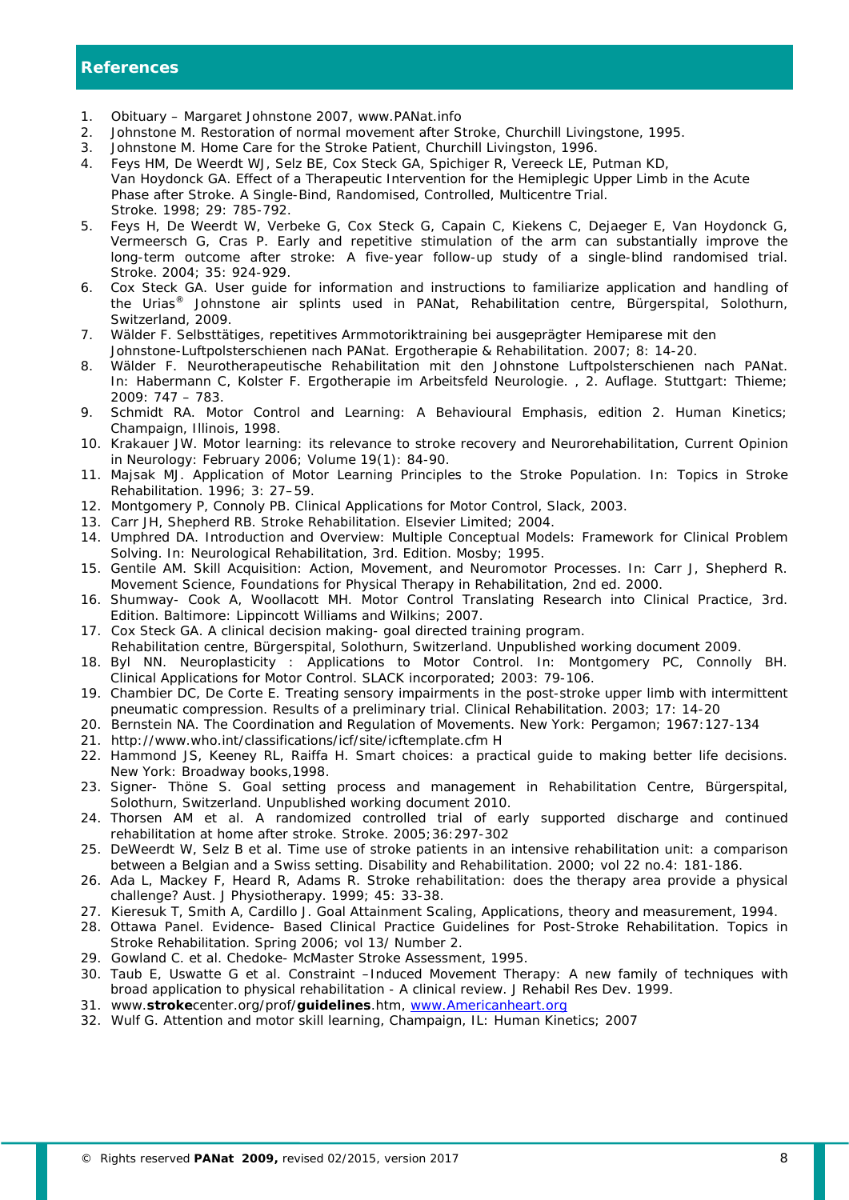## References

1. Obituary – Margaret Johnstone 2007, www.PANat.info
2. Johnstone M. Restoration of normal movement after Stroke, Churchill Livingstone, 1995.
3. Johnstone M. Home Care for the Stroke Patient, Churchill Livingston, 1996.
4. Feys HM, De Weerdt WJ, Selz BE, Cox Steck GA, Spichiger R, Vereeck LE, Putman KD, Van Hoydonck GA. Effect of a Therapeutic Intervention for the Hemiplegic Upper Limb in the Acute Phase after Stroke. A Single-Bind, Randomised, Controlled, Multicentre Trial. Stroke. 1998; 29: 785-792.
5. Feys H, De Weerdt W, Verbeke G, Cox Steck G, Capain C, Kiekens C, Dejaeger E, Van Hoydonck G, Vermeersch G, Cras P. Early and repetitive stimulation of the arm can substantially improve the long-term outcome after stroke: A five-year follow-up study of a single-blind randomised trial. Stroke. 2004; 35: 924-929.
6. Cox Steck GA. User guide for information and instructions to familiarize application and handling of the Urias® Johnstone air splints used in PANat, Rehabilitation centre, Bürgerspital, Solothurn, Switzerland, 2009.
7. Wälder F. Selbsttätiges, repetitives Armmotoriktraining bei ausgeprägter Hemiparese mit den Johnstone-Luftpolsterschienen nach PANat. Ergotherapie & Rehabilitation. 2007; 8: 14-20.
8. Wälder F. Neurotherapeutische Rehabilitation mit den Johnstone Luftpolsterschienen nach PANat. In: Habermann C, Kolster F. Ergotherapie im Arbeitsfeld Neurologie. , 2. Auflage. Stuttgart: Thieme; 2009: 747 – 783.
9. Schmidt RA. Motor Control and Learning: A Behavioural Emphasis, edition 2. Human Kinetics; Champaign, Illinois, 1998.
10. Krakauer JW. Motor learning: its relevance to stroke recovery and Neurorehabilitation, Current Opinion in Neurology: February 2006; Volume 19(1): 84-90.
11. Majsak MJ. Application of Motor Learning Principles to the Stroke Population. In: Topics in Stroke Rehabilitation. 1996; 3: 27–59.
12. Montgomery P, Connoly PB. Clinical Applications for Motor Control, Slack, 2003.
13. Carr JH, Shepherd RB. Stroke Rehabilitation. Elsevier Limited; 2004.
14. Umphred DA. Introduction and Overview: Multiple Conceptual Models: Framework for Clinical Problem Solving. In: Neurological Rehabilitation, 3rd. Edition. Mosby; 1995.
15. Gentile AM. Skill Acquisition: Action, Movement, and Neuromotor Processes. In: Carr J, Shepherd R. Movement Science, Foundations for Physical Therapy in Rehabilitation, 2nd ed. 2000.
16. Shumway- Cook A, Woollacott MH. Motor Control Translating Research into Clinical Practice, 3rd. Edition. Baltimore: Lippincott Williams and Wilkins; 2007.
17. Cox Steck GA. A clinical decision making- goal directed training program. Rehabilitation centre, Bürgerspital, Solothurn, Switzerland. Unpublished working document 2009.
18. Byl NN. Neuroplasticity : Applications to Motor Control. In: Montgomery PC, Connolly BH. Clinical Applications for Motor Control. SLACK incorporated; 2003: 79-106.
19. Chambier DC, De Corte E. Treating sensory impairments in the post-stroke upper limb with intermittent pneumatic compression. Results of a preliminary trial. Clinical Rehabilitation. 2003; 17: 14-20
20. Bernstein NA. The Coordination and Regulation of Movements. New York: Pergamon; 1967:127-134
21. http://www.who.int/classifications/icf/site/icftemplate.cfm H
22. Hammond JS, Keeney RL, Raiffa H. Smart choices: a practical guide to making better life decisions. New York: Broadway books,1998.
23. Signer- Thöne S. Goal setting process and management in Rehabilitation Centre, Bürgerspital, Solothurn, Switzerland. Unpublished working document 2010.
24. Thorsen AM et al. A randomized controlled trial of early supported discharge and continued rehabilitation at home after stroke. Stroke. 2005;36:297-302
25. DeWeerdt W, Selz B et al. Time use of stroke patients in an intensive rehabilitation unit: a comparison between a Belgian and a Swiss setting. Disability and Rehabilitation. 2000; vol 22 no.4: 181-186.
26. Ada L, Mackey F, Heard R, Adams R. Stroke rehabilitation: does the therapy area provide a physical challenge? Aust. J Physiotherapy. 1999; 45: 33-38.
27. Kieresuk T, Smith A, Cardillo J. Goal Attainment Scaling, Applications, theory and measurement, 1994.
28. Ottawa Panel. Evidence- Based Clinical Practice Guidelines for Post-Stroke Rehabilitation. Topics in Stroke Rehabilitation. Spring 2006; vol 13/ Number 2.
29. Gowland C. et al. Chedoke- McMaster Stroke Assessment, 1995.
30. Taub E, Uswatte G et al. Constraint –Induced Movement Therapy: A new family of techniques with broad application to physical rehabilitation - A clinical review. J Rehabil Res Dev. 1999.
31. www.**stroke**center.org/prof/**guidelines**.htm, www.Americanheart.org
32. Wulf G. Attention and motor skill learning, Champaign, IL: Human Kinetics; 2007

© Rights reserved **PANat 2009,** revised 02/2015, version 2017